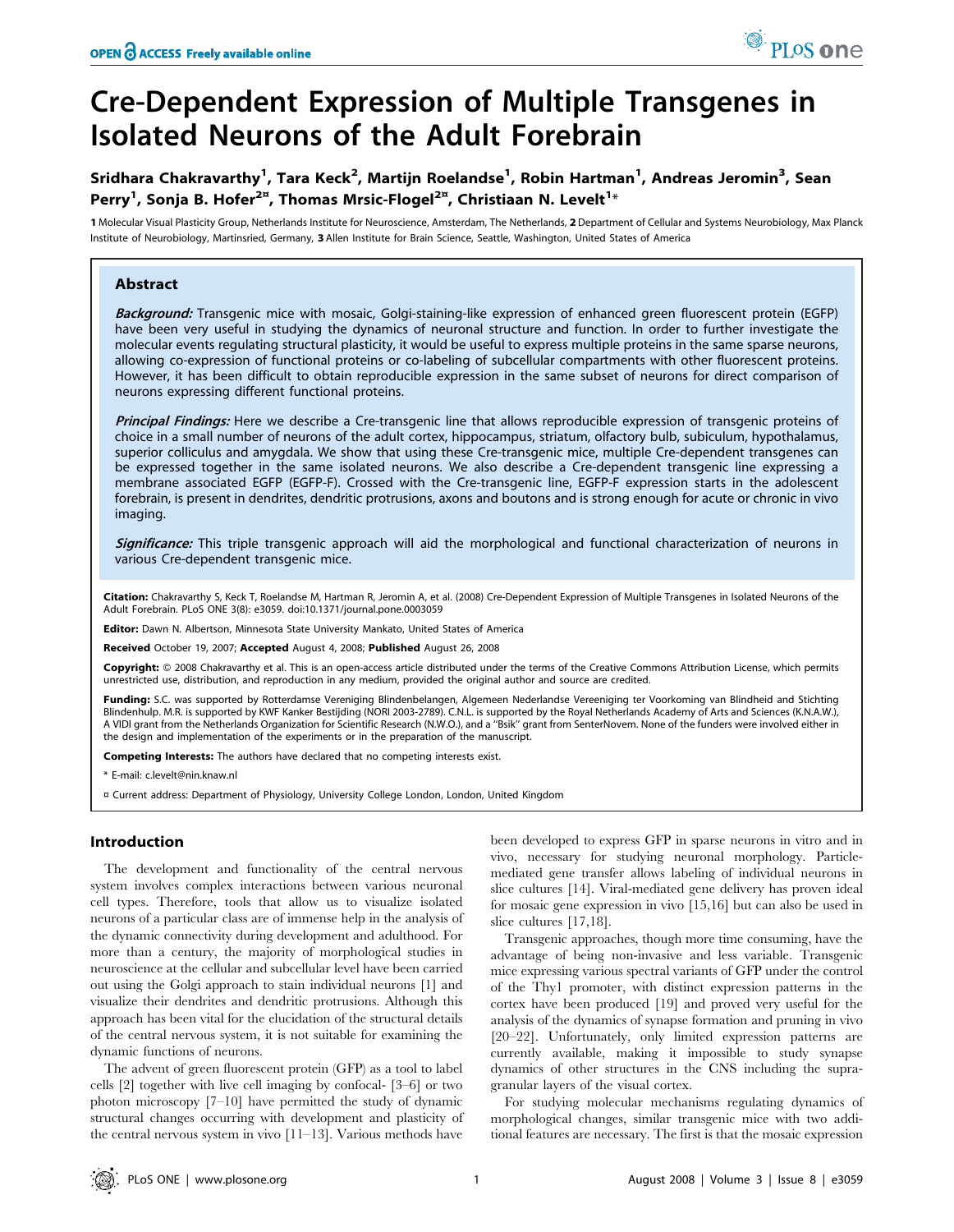# Cre-Dependent Expression of Multiple Transgenes in Isolated Neurons of the Adult Forebrain

**Sridhara Chakravarthy[1], Tara Keck[2], Martijn Roelandse[1], Robin Hartman[1], Andreas Jeromin[3], Sean Perry[1], Sonja B. Hofer[2¤], Thomas Mrsic-Flogel[2¤], Christiaan N. Levelt[1]***

**1** Molecular Visual Plasticity Group, Netherlands Institute for Neuroscience, Amsterdam, The Netherlands, **2** Department of Cellular and Systems Neurobiology, Max Planck Institute of Neurobiology, Martinsried, Germany, **3** Allen Institute for Brain Science, Seattle, Washington, United States of America

## Abstract

***Background:*** Transgenic mice with mosaic, Golgi-staining-like expression of enhanced green fluorescent protein (EGFP) have been very useful in studying the dynamics of neuronal structure and function. In order to further investigate the molecular events regulating structural plasticity, it would be useful to express multiple proteins in the same sparse neurons, allowing co-expression of functional proteins or co-labeling of subcellular compartments with other fluorescent proteins. However, it has been difficult to obtain reproducible expression in the same subset of neurons for direct comparison of neurons expressing different functional proteins.

***Principal Findings:*** Here we describe a Cre-transgenic line that allows reproducible expression of transgenic proteins of choice in a small number of neurons of the adult cortex, hippocampus, striatum, olfactory bulb, subiculum, hypothalamus, superior colliculus and amygdala. We show that using these Cre-transgenic mice, multiple Cre-dependent transgenes can be expressed together in the same isolated neurons. We also describe a Cre-dependent transgenic line expressing a membrane associated EGFP (EGFP-F). Crossed with the Cre-transgenic line, EGFP-F expression starts in the adolescent forebrain, is present in dendrites, dendritic protrusions, axons and boutons and is strong enough for acute or chronic in vivo imaging.

***Significance:*** This triple transgenic approach will aid the morphological and functional characterization of neurons in various Cre-dependent transgenic mice.

**Citation:** Chakravarthy S, Keck T, Roelandse M, Hartman R, Jeromin A, et al. (2008) Cre-Dependent Expression of Multiple Transgenes in Isolated Neurons of the Adult Forebrain. PLoS ONE 3(8): e3059. doi:10.1371/journal.pone.0003059

**Editor:** Dawn N. Albertson, Minnesota State University Mankato, United States of America

**Received** October 19, 2007; **Accepted** August 4, 2008; **Published** August 26, 2008

**Copyright:** © 2008 Chakravarthy et al. This is an open-access article distributed under the terms of the Creative Commons Attribution License, which permits unrestricted use, distribution, and reproduction in any medium, provided the original author and source are credited.

**Funding:** S.C. was supported by Rotterdamse Vereniging Blindenbelangen, Algemeen Nederlandse Vereeniging ter Voorkoming van Blindheid and Stichting Blindenhulp. M.R. is supported by KWF Kanker Bestijding (NORI 2003-2789). C.N.L. is supported by the Royal Netherlands Academy of Arts and Sciences (K.N.A.W.), A VIDI grant from the Netherlands Organization for Scientific Research (N.W.O.), and a "Bsik" grant from SenterNovem. None of the funders were involved either in the design and implementation of the experiments or in the preparation of the manuscript.

**Competing Interests:** The authors have declared that no competing interests exist.

\* E-mail: c.levelt@nin.knaw.nl

¤ Current address: Department of Physiology, University College London, London, United Kingdom

## Introduction

The development and functionality of the central nervous system involves complex interactions between various neuronal cell types. Therefore, tools that allow us to visualize isolated neurons of a particular class are of immense help in the analysis of the dynamic connectivity during development and adulthood. For more than a century, the majority of morphological studies in neuroscience at the cellular and subcellular level have been carried out using the Golgi approach to stain individual neurons [1] and visualize their dendrites and dendritic protrusions. Although this approach has been vital for the elucidation of the structural details of the central nervous system, it is not suitable for examining the dynamic functions of neurons.

The advent of green fluorescent protein (GFP) as a tool to label cells [2] together with live cell imaging by confocal- [3–6] or two photon microscopy [7–10] have permitted the study of dynamic structural changes occurring with development and plasticity of the central nervous system in vivo [11–13]. Various methods have been developed to express GFP in sparse neurons in vitro and in vivo, necessary for studying neuronal morphology. Particle-mediated gene transfer allows labeling of individual neurons in slice cultures [14]. Viral-mediated gene delivery has proven ideal for mosaic gene expression in vivo [15,16] but can also be used in slice cultures [17,18].

Transgenic approaches, though more time consuming, have the advantage of being non-invasive and less variable. Transgenic mice expressing various spectral variants of GFP under the control of the Thy1 promoter, with distinct expression patterns in the cortex have been produced [19] and proved very useful for the analysis of the dynamics of synapse formation and pruning in vivo [20–22]. Unfortunately, only limited expression patterns are currently available, making it impossible to study synapse dynamics of other structures in the CNS including the supragranular layers of the visual cortex.

For studying molecular mechanisms regulating dynamics of morphological changes, similar transgenic mice with two additional features are necessary. The first is that the mosaic expression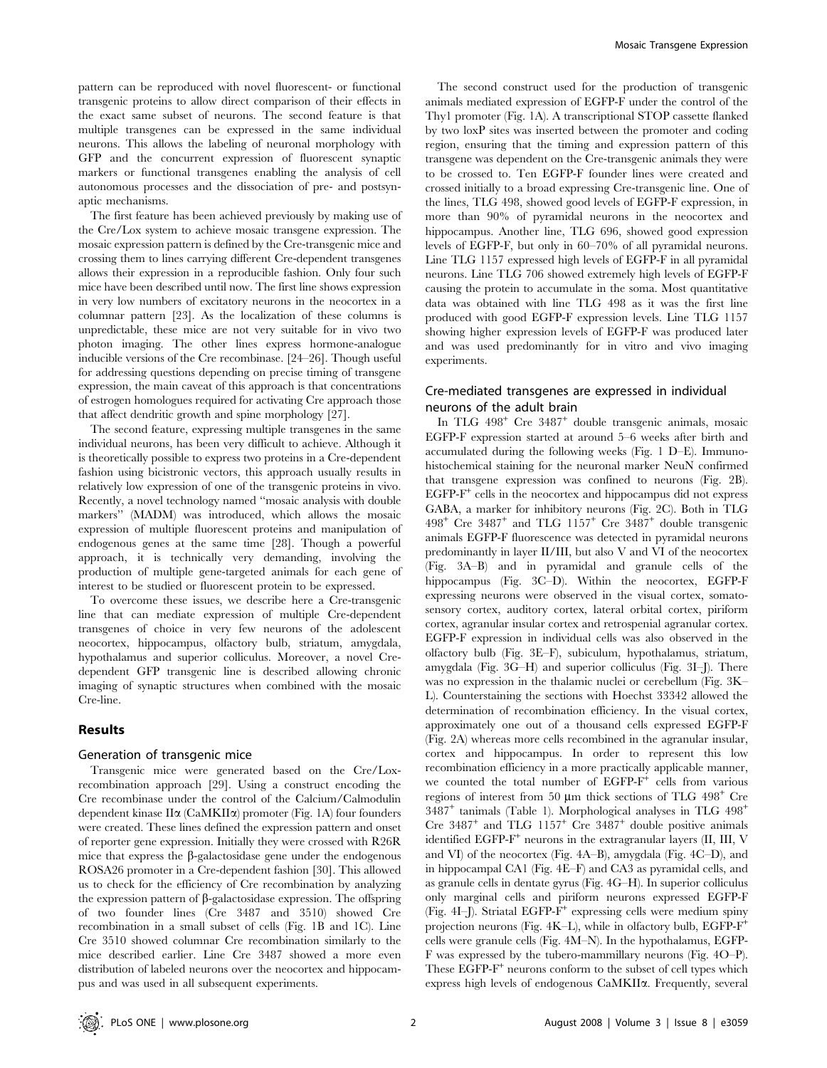pattern can be reproduced with novel fluorescent- or functional transgenic proteins to allow direct comparison of their effects in the exact same subset of neurons. The second feature is that multiple transgenes can be expressed in the same individual neurons. This allows the labeling of neuronal morphology with GFP and the concurrent expression of fluorescent synaptic markers or functional transgenes enabling the analysis of cell autonomous processes and the dissociation of pre- and postsynaptic mechanisms.

The first feature has been achieved previously by making use of the Cre/Lox system to achieve mosaic transgene expression. The mosaic expression pattern is defined by the Cre-transgenic mice and crossing them to lines carrying different Cre-dependent transgenes allows their expression in a reproducible fashion. Only four such mice have been described until now. The first line shows expression in very low numbers of excitatory neurons in the neocortex in a columnar pattern [23]. As the localization of these columns is unpredictable, these mice are not very suitable for in vivo two photon imaging. The other lines express hormone-analogue inducible versions of the Cre recombinase. [24–26]. Though useful for addressing questions depending on precise timing of transgene expression, the main caveat of this approach is that concentrations of estrogen homologues required for activating Cre approach those that affect dendritic growth and spine morphology [27].

The second feature, expressing multiple transgenes in the same individual neurons, has been very difficult to achieve. Although it is theoretically possible to express two proteins in a Cre-dependent fashion using bicistronic vectors, this approach usually results in relatively low expression of one of the transgenic proteins in vivo. Recently, a novel technology named "mosaic analysis with double markers" (MADM) was introduced, which allows the mosaic expression of multiple fluorescent proteins and manipulation of endogenous genes at the same time [28]. Though a powerful approach, it is technically very demanding, involving the production of multiple gene-targeted animals for each gene of interest to be studied or fluorescent protein to be expressed.

To overcome these issues, we describe here a Cre-transgenic line that can mediate expression of multiple Cre-dependent transgenes of choice in very few neurons of the adolescent neocortex, hippocampus, olfactory bulb, striatum, amygdala, hypothalamus and superior colliculus. Moreover, a novel Cre-dependent GFP transgenic line is described allowing chronic imaging of synaptic structures when combined with the mosaic Cre-line.

## Results

### Generation of transgenic mice

Transgenic mice were generated based on the Cre/Lox-recombination approach [29]. Using a construct encoding the Cre recombinase under the control of the Calcium/Calmodulin dependent kinase IIα (CaMKIIα) promoter (Fig. 1A) four founders were created. These lines defined the expression pattern and onset of reporter gene expression. Initially they were crossed with R26R mice that express the β-galactosidase gene under the endogenous ROSA26 promoter in a Cre-dependent fashion [30]. This allowed us to check for the efficiency of Cre recombination by analyzing the expression pattern of β-galactosidase expression. The offspring of two founder lines (Cre 3487 and 3510) showed Cre recombination in a small subset of cells (Fig. 1B and 1C). Line Cre 3510 showed columnar Cre recombination similarly to the mice described earlier. Line Cre 3487 showed a more even distribution of labeled neurons over the neocortex and hippocampus and was used in all subsequent experiments.

The second construct used for the production of transgenic animals mediated expression of EGFP-F under the control of the Thy1 promoter (Fig. 1A). A transcriptional STOP cassette flanked by two loxP sites was inserted between the promoter and coding region, ensuring that the timing and expression pattern of this transgene was dependent on the Cre-transgenic animals they were to be crossed to. Ten EGFP-F founder lines were created and crossed initially to a broad expressing Cre-transgenic line. One of the lines, TLG 498, showed good levels of EGFP-F expression, in more than 90% of pyramidal neurons in the neocortex and hippocampus. Another line, TLG 696, showed good expression levels of EGFP-F, but only in 60–70% of all pyramidal neurons. Line TLG 1157 expressed high levels of EGFP-F in all pyramidal neurons. Line TLG 706 showed extremely high levels of EGFP-F causing the protein to accumulate in the soma. Most quantitative data was obtained with line TLG 498 as it was the first line produced with good EGFP expression levels. Line TLG 1157 showing higher expression levels of EGFP-F was produced later and was used predominantly for in vitro and vivo imaging experiments.

### Cre-mediated transgenes are expressed in individual neurons of the adult brain

In TLG 498$^+$ Cre 3487$^+$ double transgenic animals, mosaic EGFP-F expression started at around 5–6 weeks after birth and accumulated during the following weeks (Fig. 1 D–E). Immunohistochemical staining for the neuronal marker NeuN confirmed that transgene expression was confined to neurons (Fig. 2B). EGFP-F$^+$ cells in the neocortex and hippocampus did not express GABA, a marker for inhibitory neurons (Fig. 2C). Both in TLG 498$^+$ Cre 3487$^+$ and TLG 1157$^+$ Cre 3487$^+$ double transgenic animals EGFP-F fluorescence was detected in pyramidal neurons predominantly in layer II/III, but also V and VI of the neocortex (Fig. 3A–B) and in pyramidal and granule cells of the hippocampus (Fig. 3C–D). Within the neocortex, EGFP-F expressing neurons were observed in the visual cortex, somatosensory cortex, auditory cortex, lateral orbital cortex, piriform cortex, agranular insular cortex and retrospenial agranular cortex. EGFP-F expression in individual cells was also observed in the olfactory bulb (Fig. 3E–F), subiculum, hypothalamus, striatum, amygdala (Fig. 3G–H) and superior colliculus (Fig. 3I–J). There was no expression in the thalamic nuclei or cerebellum (Fig. 3K–L). Counterstaining the sections with Hoechst 33342 allowed the determination of recombination efficiency. In the visual cortex, approximately one out of a thousand cells expressed EGFP-F (Fig. 2A) whereas more cells recombined in the agranular insular, cortex and hippocampus. In order to represent this low recombination efficiency in a more practically applicable manner, we counted the total number of EGFP-F$^+$ cells from various regions of interest from 50 µm thick sections of TLG 498$^+$ Cre 3487$^+$ tanimals (Table 1). Morphological analyses in TLG 498$^+$ Cre 3487$^+$ and TLG 1157$^+$ Cre 3487$^+$ double positive animals identified EGFP-F$^+$ neurons in the extragranular layers (II, III, V and VI) of the neocortex (Fig. 4A–B), amygdala (Fig. 4C–D), and in hippocampal CA1 (Fig. 4E–F) and CA3 as pyramidal cells, and as granule cells in dentate gyrus (Fig. 4G–H). In superior colliculus only marginal cells and piriform neurons expressed EGFP-F (Fig. 4I–J). Striatal EGFP-F$^+$ expressing cells were medium spiny projection neurons (Fig. 4K–L), while in olfactory bulb, EGFP-F$^+$ cells were granule cells (Fig. 4M–N). In the hypothalamus, EGFP-F was expressed by the tubero-mammillary neurons (Fig. 4O–P). These EGFP-F$^+$ neurons conform to the subset of cell types which express high levels of endogenous CaMKIIα. Frequently, several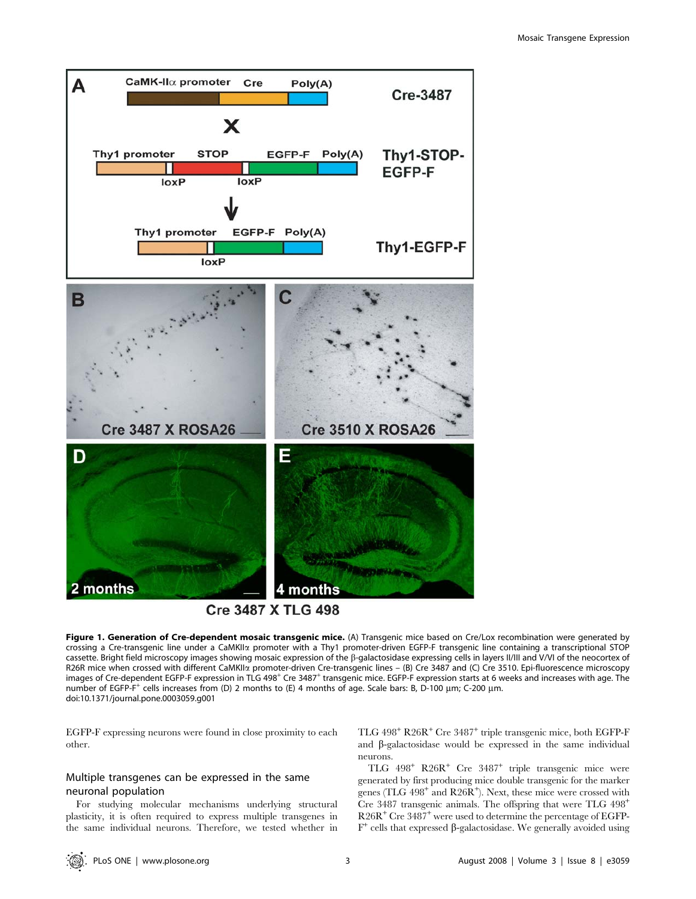**Figure 1. Generation of Cre-dependent mosaic transgenic mice.** (A) Transgenic mice based on Cre/Lox recombination were generated by crossing a Cre-transgenic line under a CaMKIIα promoter with a Thy1 promoter-driven EGFP-F transgenic line containing a transcriptional STOP cassette. Bright field microscopy images showing mosaic expression of the β-galactosidase expressing cells in layers II/III and V/VI of the neocortex of R26R mice when crossed with different CaMKIIα promoter-driven Cre-transgenic lines – (B) Cre 3487 and (C) Cre 3510. Epi-fluorescence microscopy images of Cre-dependent EGFP-F expression in TLG 498[+] Cre 3487[+] transgenic mice. EGFP-F expression starts at 6 weeks and increases with age. The number of EGFP-F[+] cells increases from (D) 2 months to (E) 4 months of age. Scale bars: B, D-100 μm; C-200 μm.
doi:10.1371/journal.pone.0003059.g001

EGFP-F expressing neurons were found in close proximity to each other.

### Multiple transgenes can be expressed in the same neuronal population

For studying molecular mechanisms underlying structural plasticity, it is often required to express multiple transgenes in the same individual neurons. Therefore, we tested whether in TLG 498[+] R26R[+] Cre 3487[+] triple transgenic mice, both EGFP-F and β-galactosidase would be expressed in the same individual neurons.

TLG 498[+] R26R[+] Cre 3487[+] triple transgenic mice were generated by first producing mice double transgenic for the marker genes (TLG 498[+] and R26R[+]). Next, these mice were crossed with Cre 3487 transgenic animals. The offspring that were TLG 498[+] R26R[+] Cre 3487[+] were used to determine the percentage of EGFP-F[+] cells that expressed β-galactosidase. We generally avoided using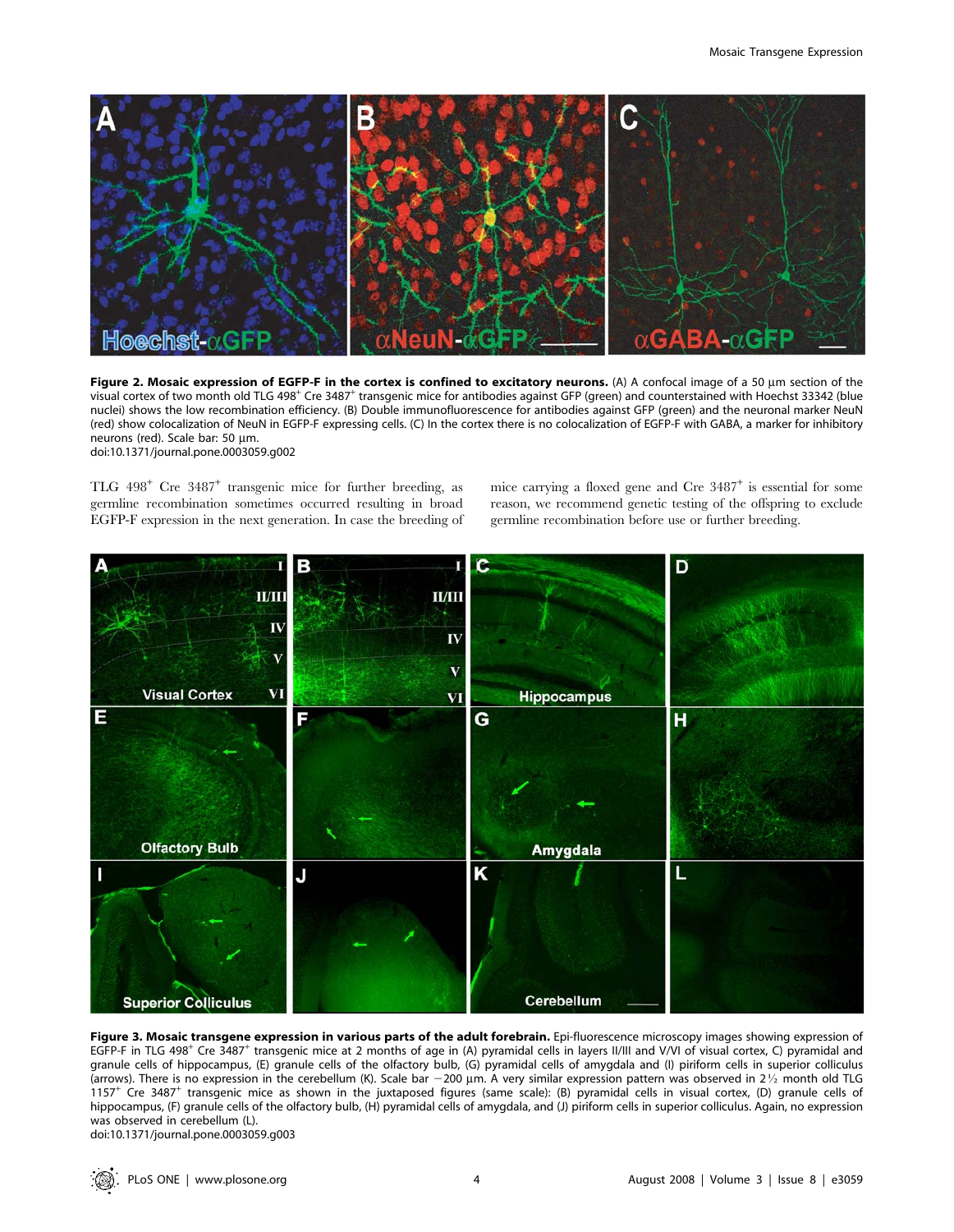**Figure 2. Mosaic expression of EGFP-F in the cortex is confined to excitatory neurons.** (A) A confocal image of a 50 µm section of the visual cortex of two month old TLG 498$^{+}$ Cre 3487$^{+}$ transgenic mice for antibodies against GFP (green) and counterstained with Hoechst 33342 (blue nuclei) shows the low recombination efficiency. (B) Double immunofluorescence for antibodies against GFP (green) and the neuronal marker NeuN (red) show colocalization of NeuN in EGFP-F expressing cells. (C) In the cortex there is no colocalization of EGFP-F with GABA, a marker for inhibitory neurons (red). Scale bar: 50 µm.
doi:10.1371/journal.pone.0003059.g002

TLG 498$^{+}$ Cre 3487$^{+}$ transgenic mice for further breeding, as germline recombination sometimes occurred resulting in broad EGFP-F expression in the next generation. In case the breeding of mice carrying a floxed gene and Cre 3487$^{+}$ is essential for some reason, we recommend genetic testing of the offspring to exclude germline recombination before use or further breeding.

**Figure 3. Mosaic transgene expression in various parts of the adult forebrain.** Epi-fluorescence microscopy images showing expression of EGFP-F in TLG 498$^{+}$ Cre 3487$^{+}$ transgenic mice at 2 months of age in (A) pyramidal cells in layers II/III and V/VI of visual cortex, C) pyramidal and granule cells of hippocampus, (E) granule cells of the olfactory bulb, (G) pyramidal cells of amygdala and (I) piriform cells in superior colliculus (arrows). There is no expression in the cerebellum (K). Scale bar −200 µm. A very similar expression pattern was observed in 2½ month old TLG 1157$^{+}$ Cre 3487$^{+}$ transgenic mice as shown in the juxtaposed figures (same scale): (B) pyramidal cells in visual cortex, (D) granule cells of hippocampus, (F) granule cells of the olfactory bulb, (H) pyramidal cells of amygdala, and (J) piriform cells in superior colliculus. Again, no expression was observed in cerebellum (L).
doi:10.1371/journal.pone.0003059.g003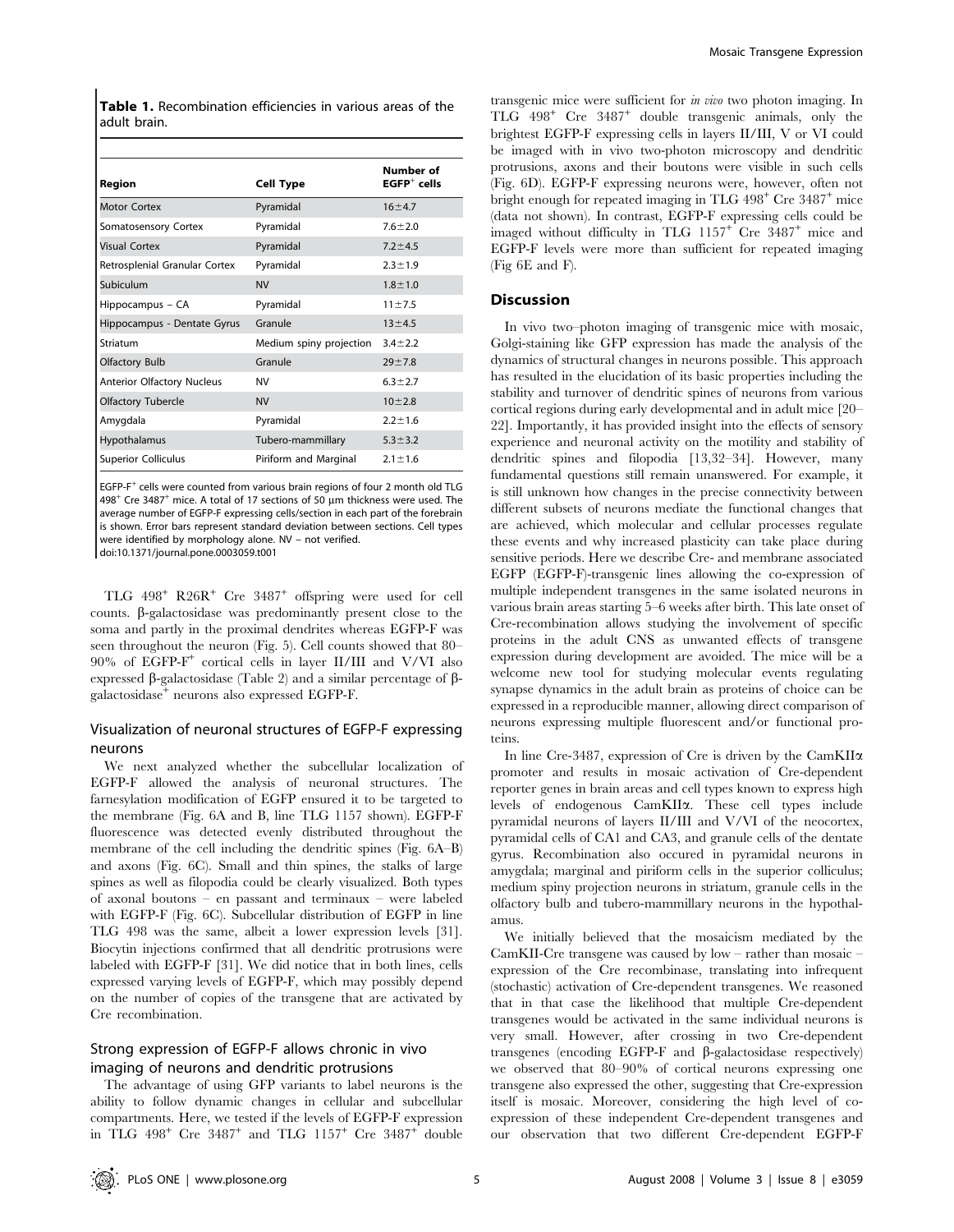**Table 1.** Recombination efficiencies in various areas of the adult brain.

| Region | Cell Type | Number of EGFP$^+$ cells |
|---|---|---|
| Motor Cortex | Pyramidal | 16±4.7 |
| Somatosensory Cortex | Pyramidal | 7.6±2.0 |
| Visual Cortex | Pyramidal | 7.2±4.5 |
| Retrosplenial Granular Cortex | Pyramidal | 2.3±1.9 |
| Subiculum | NV | 1.8±1.0 |
| Hippocampus – CA | Pyramidal | 11±7.5 |
| Hippocampus - Dentate Gyrus | Granule | 13±4.5 |
| Striatum | Medium spiny projection | 3.4±2.2 |
| Olfactory Bulb | Granule | 29±7.8 |
| Anterior Olfactory Nucleus | NV | 6.3±2.7 |
| Olfactory Tubercle | NV | 10±2.8 |
| Amygdala | Pyramidal | 2.2±1.6 |
| Hypothalamus | Tubero-mammillary | 5.3±3.2 |
| Superior Colliculus | Piriform and Marginal | 2.1±1.6 |

EGFP-F$^+$ cells were counted from various brain regions of four 2 month old TLG 498$^+$ Cre 3487$^+$ mice. A total of 17 sections of 50 µm thickness were used. The average number of EGFP-F expressing cells/section in each part of the forebrain is shown. Error bars represent standard deviation between sections. Cell types were identified by morphology alone. NV – not verified.
doi:10.1371/journal.pone.0003059.t001

TLG 498$^+$ R26R$^+$ Cre 3487$^+$ offspring were used for cell counts. β-galactosidase was predominantly present close to the soma and partly in the proximal dendrites whereas EGFP-F was seen throughout the neuron (Fig. 5). Cell counts showed that 80–90% of EGFP-F$^+$ cortical cells in layer II/III and V/VI also expressed β-galactosidase (Table 2) and a similar percentage of β-galactosidase$^+$ neurons also expressed EGFP-F.

## Visualization of neuronal structures of EGFP-F expressing neurons

We next analyzed whether the subcellular localization of EGFP-F allowed the analysis of neuronal structures. The farnesylation modification of EGFP ensured it to be targeted to the membrane (Fig. 6A and B, line TLG 1157 shown). EGFP-F fluorescence was detected evenly distributed throughout the membrane of the cell including the dendritic spines (Fig. 6A–B) and axons (Fig. 6C). Small and thin spines, the stalks of large spines as well as filopodia could be clearly visualized. Both types of axonal boutons – en passant and terminaux – were labeled with EGFP-F (Fig. 6C). Subcellular distribution of EGFP in line TLG 498 was the same, albeit a lower expression levels [31]. Biocytin injections confirmed that all dendritic protrusions were labeled with EGFP-F [31]. We did notice that in both lines, cells expressed varying levels of EGFP-F, which may possibly depend on the number of copies of the transgene that are activated by Cre recombination.

## Strong expression of EGFP-F allows chronic in vivo imaging of neurons and dendritic protrusions

The advantage of using GFP variants to label neurons is the ability to follow dynamic changes in cellular and subcellular compartments. Here, we tested if the levels of EGFP-F expression in TLG 498$^+$ Cre 3487$^+$ and TLG 1157$^+$ Cre 3487$^+$ double transgenic mice were sufficient for *in vivo* two photon imaging. In TLG 498$^+$ Cre 3487$^+$ double transgenic animals, only the brightest EGFP-F expressing cells in layers II/III, V or VI could be imaged with in vivo two-photon microscopy and dendritic protrusions, axons and their boutons were visible in such cells (Fig. 6D). EGFP-F expressing neurons were, however, often not bright enough for repeated imaging in TLG 498$^+$ Cre 3487$^+$ mice (data not shown). In contrast, EGFP-F expressing cells could be imaged without difficulty in TLG 1157$^+$ Cre 3487$^+$ mice and EGFP-F levels were more than sufficient for repeated imaging (Fig 6E and F).

## Discussion

In vivo two–photon imaging of transgenic mice with mosaic, Golgi-staining like GFP expression has made the analysis of the dynamics of structural changes in neurons possible. This approach has resulted in the elucidation of its basic properties including the stability and turnover of dendritic spines of neurons from various cortical regions during early developmental and in adult mice [20–22]. Importantly, it has provided insight into the effects of sensory experience and neuronal activity on the motility and stability of dendritic spines and filopodia [13,32–34]. However, many fundamental questions still remain unanswered. For example, it is still unknown how changes in the precise connectivity between different subsets of neurons mediate the functional changes that are achieved, which molecular and cellular processes regulate these events and why increased plasticity can take place during sensitive periods. Here we describe Cre- and membrane associated EGFP (EGFP-F)-transgenic lines allowing the co-expression of multiple independent transgenes in the same isolated neurons in various brain areas starting 5–6 weeks after birth. This late onset of Cre-recombination allows studying the involvement of specific proteins in the adult CNS as unwanted effects of transgene expression during development are avoided. The mice will be a welcome new tool for studying molecular events regulating synapse dynamics in the adult brain as proteins of choice can be expressed in a reproducible manner, allowing direct comparison of neurons expressing multiple fluorescent and/or functional proteins.

In line Cre-3487, expression of Cre is driven by the CamKIIα promoter and results in mosaic activation of Cre-dependent reporter genes in brain areas and cell types known to express high levels of endogenous CamKIIα. These cell types include pyramidal neurons of layers II/III and V/VI of the neocortex, pyramidal cells of CA1 and CA3, and granule cells of the dentate gyrus. Recombination also occured in pyramidal neurons in amygdala; marginal and piriform cells in the superior colliculus; medium spiny projection neurons in striatum, granule cells in the olfactory bulb and tubero-mammillary neurons in the hypothalamus.

We initially believed that the mosaicism mediated by the CamKII-Cre transgene was caused by low – rather than mosaic – expression of the Cre recombinase, translating into infrequent (stochastic) activation of Cre-dependent transgenes. We reasoned that in that case the likelihood that multiple Cre-dependent transgenes would be activated in the same individual neurons is very small. However, after crossing in two Cre-dependent transgenes (encoding EGFP-F and β-galactosidase respectively) we observed that 80–90% of cortical neurons expressing one transgene also expressed the other, suggesting that Cre-expression itself is mosaic. Moreover, considering the high level of co-expression of these independent Cre-dependent transgenes and our observation that two different Cre-dependent EGFP-F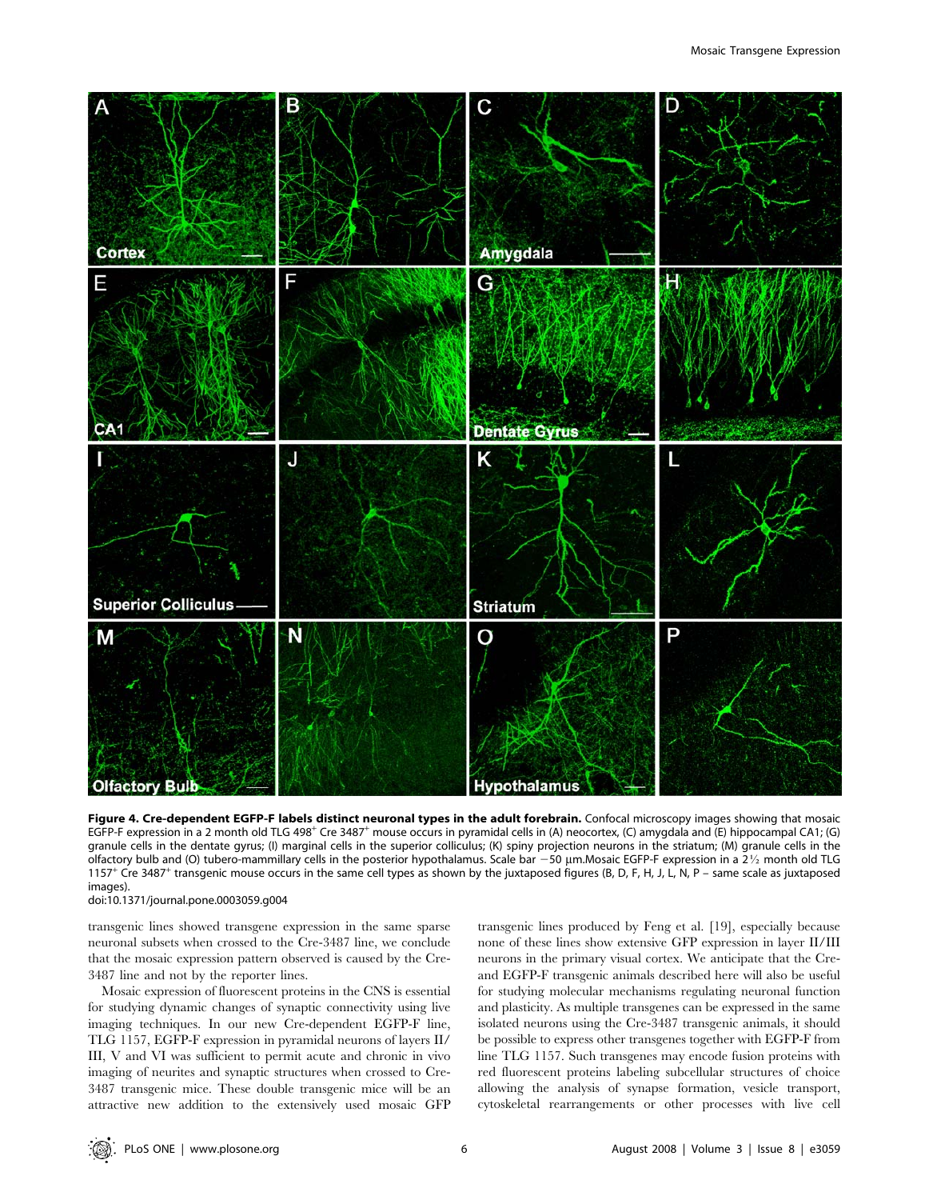**Figure 4. Cre-dependent EGFP-F labels distinct neuronal types in the adult forebrain.** Confocal microscopy images showing that mosaic EGFP-F expression in a 2 month old TLG 498$^+$ Cre 3487$^+$ mouse occurs in pyramidal cells in (A) neocortex, (C) amygdala and (E) hippocampal CA1; (G) granule cells in the dentate gyrus; (I) marginal cells in the superior colliculus; (K) spiny projection neurons in the striatum; (M) granule cells in the olfactory bulb and (O) tubero-mammillary cells in the posterior hypothalamus. Scale bar –50 µm.Mosaic EGFP-F expression in a 2½ month old TLG 1157$^+$ Cre 3487$^+$ transgenic mouse occurs in the same cell types as shown by the juxtaposed figures (B, D, F, H, J, L, N, P – same scale as juxtaposed images).

doi:10.1371/journal.pone.0003059.g004

transgenic lines showed transgene expression in the same sparse neuronal subsets when crossed to the Cre-3487 line, we conclude that the mosaic expression pattern observed is caused by the Cre-3487 line and not by the reporter lines.

Mosaic expression of fluorescent proteins in the CNS is essential for studying dynamic changes of synaptic connectivity using live imaging techniques. In our new Cre-dependent EGFP-F line, TLG 1157, EGFP-F expression in pyramidal neurons of layers II/III, V and VI was sufficient to permit acute and chronic in vivo imaging of neurites and synaptic structures when crossed to Cre-3487 transgenic mice. These double transgenic mice will be an attractive new addition to the extensively used mosaic GFP transgenic lines produced by Feng et al. [19], especially because none of these lines show extensive GFP expression in layer II/III neurons in the primary visual cortex. We anticipate that the Cre- and EGFP-F transgenic animals described here will also be useful for studying molecular mechanisms regulating neuronal function and plasticity. As multiple transgenes can be expressed in the same isolated neurons using the Cre-3487 transgenic animals, it should be possible to express other transgenes together with EGFP-F from line TLG 1157. Such transgenes may encode fusion proteins with red fluorescent proteins labeling subcellular structures of choice allowing the analysis of synapse formation, vesicle transport, cytoskeletal rearrangements or other processes with live cell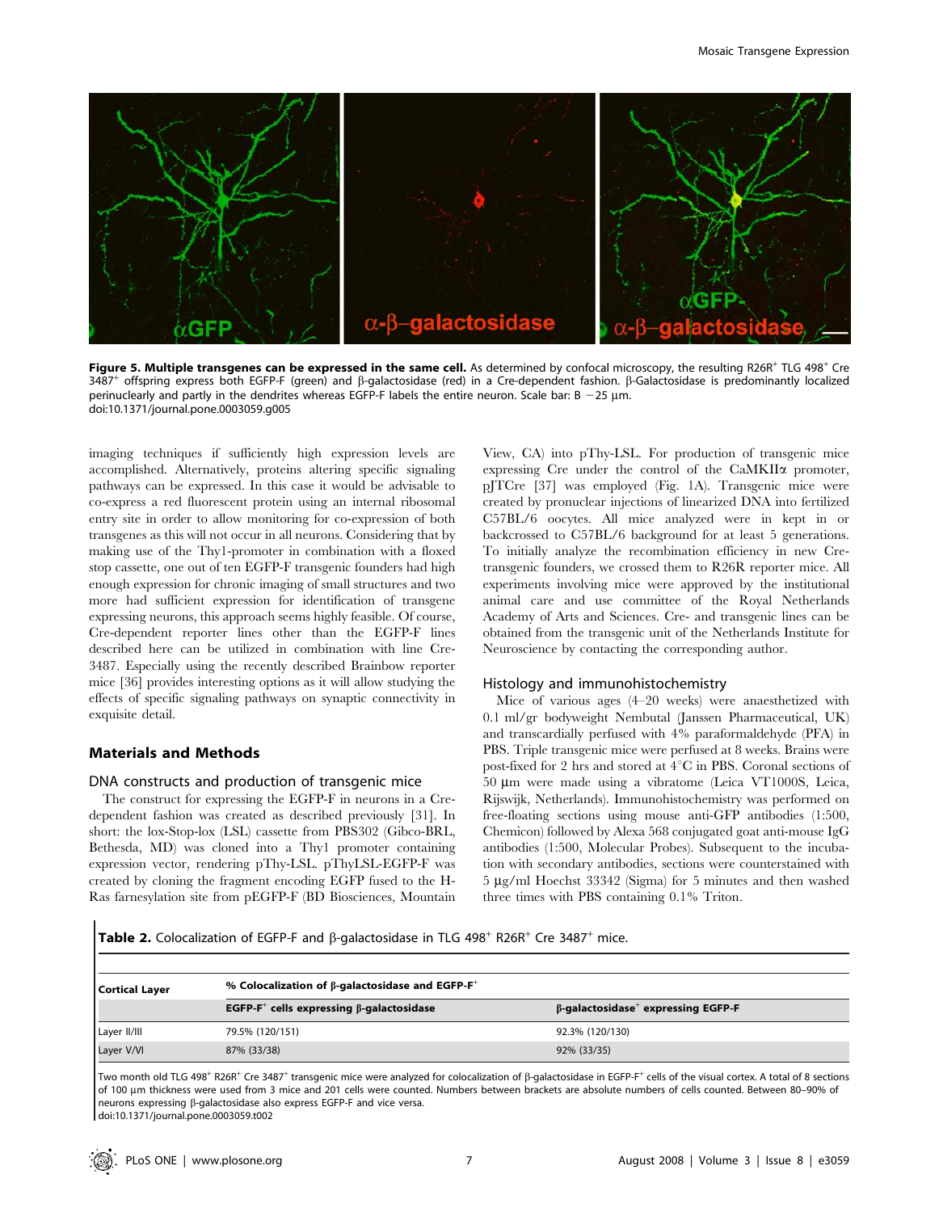**Figure 5. Multiple transgenes can be expressed in the same cell.** As determined by confocal microscopy, the resulting R26R[+] TLG 498[+] Cre 3487[+] offspring express both EGFP-F (green) and β-galactosidase (red) in a Cre-dependent fashion. β-Galactosidase is predominantly localized perinuclearly and partly in the dendrites whereas EGFP-F labels the entire neuron. Scale bar: B −25 μm.
doi:10.1371/journal.pone.0003059.g005

imaging techniques if sufficiently high expression levels are accomplished. Alternatively, proteins altering specific signaling pathways can be expressed. In this case it would be advisable to co-express a red fluorescent protein using an internal ribosomal entry site in order to allow monitoring for co-expression of both transgenes as this will not occur in all neurons. Considering that by making use of the Thy1-promoter in combination with a floxed stop cassette, one out of ten EGFP-F transgenic founders had high enough expression for chronic imaging of small structures and two more had sufficient expression for identification of transgene expressing neurons, this approach seems highly feasible. Of course, Cre-dependent reporter lines other than the EGFP-F lines described here can be utilized in combination with line Cre-3487. Especially using the recently described Brainbow reporter mice [36] provides interesting options as it will allow studying the effects of specific signaling pathways on synaptic connectivity in exquisite detail.

## Materials and Methods

### DNA constructs and production of transgenic mice

The construct for expressing the EGFP-F in neurons in a Cre-dependent fashion was created as described previously [31]. In short: the lox-Stop-lox (LSL) cassette from PBS302 (Gibco-BRL, Bethesda, MD) was cloned into a Thy1 promoter containing expression vector, rendering pThy-LSL. pThyLSL-EGFP-F was created by cloning the fragment encoding EGFP fused to the H-Ras farnesylation site from pEGFP-F (BD Biosciences, Mountain View, CA) into pThy-LSL. For production of transgenic mice expressing Cre under the control of the CaMKIIα promoter, pJTCre [37] was employed (Fig. 1A). Transgenic mice were created by pronuclear injections of linearized DNA into fertilized C57BL/6 oocytes. All mice analyzed were in kept in or backcrossed to C57BL/6 background for at least 5 generations. To initially analyze the recombination efficiency in new Cre-transgenic founders, we crossed them to R26R reporter mice. All experiments involving mice were approved by the institutional animal care and use committee of the Royal Netherlands Academy of Arts and Sciences. Cre- and transgenic lines can be obtained from the transgenic unit of the Netherlands Institute for Neuroscience by contacting the corresponding author.

### Histology and immunohistochemistry

Mice of various ages (4–20 weeks) were anaesthetized with 0.1 ml/gr bodyweight Nembutal (Janssen Pharmaceutical, UK) and transcardially perfused with 4% paraformaldehyde (PFA) in PBS. Triple transgenic mice were perfused at 8 weeks. Brains were post-fixed for 2 hrs and stored at 4°C in PBS. Coronal sections of 50 μm were made using a vibratome (Leica VT1000S, Leica, Rijswijk, Netherlands). Immunohistochemistry was performed on free-floating sections using mouse anti-GFP antibodies (1:500, Chemicon) followed by Alexa 568 conjugated goat anti-mouse IgG antibodies (1:500, Molecular Probes). Subsequent to the incubation with secondary antibodies, sections were counterstained with 5 μg/ml Hoechst 33342 (Sigma) for 5 minutes and then washed three times with PBS containing 0.1% Triton.

**Table 2.** Colocalization of EGFP-F and β-galactosidase in TLG 498[+] R26R[+] Cre 3487[+] mice.

| Cortical Layer | % Colocalization of β-galactosidase and EGFP-F[+] | |
|---|---|---|
| | EGFP-F[+] cells expressing β-galactosidase | β-galactosidase[+] expressing EGFP-F |
| Layer II/III | 79.5% (120/151) | 92.3% (120/130) |
| Layer V/VI | 87% (33/38) | 92% (33/35) |

Two month old TLG 498[+] R26R[+] Cre 3487[+] transgenic mice were analyzed for colocalization of β-galactosidase in EGFP-F[+] cells of the visual cortex. A total of 8 sections of 100 μm thickness were used from 3 mice and 201 cells were counted. Numbers between brackets are absolute numbers of cells counted. Between 80–90% of neurons expressing β-galactosidase also express EGFP-F and vice versa.
doi:10.1371/journal.pone.0003059.t002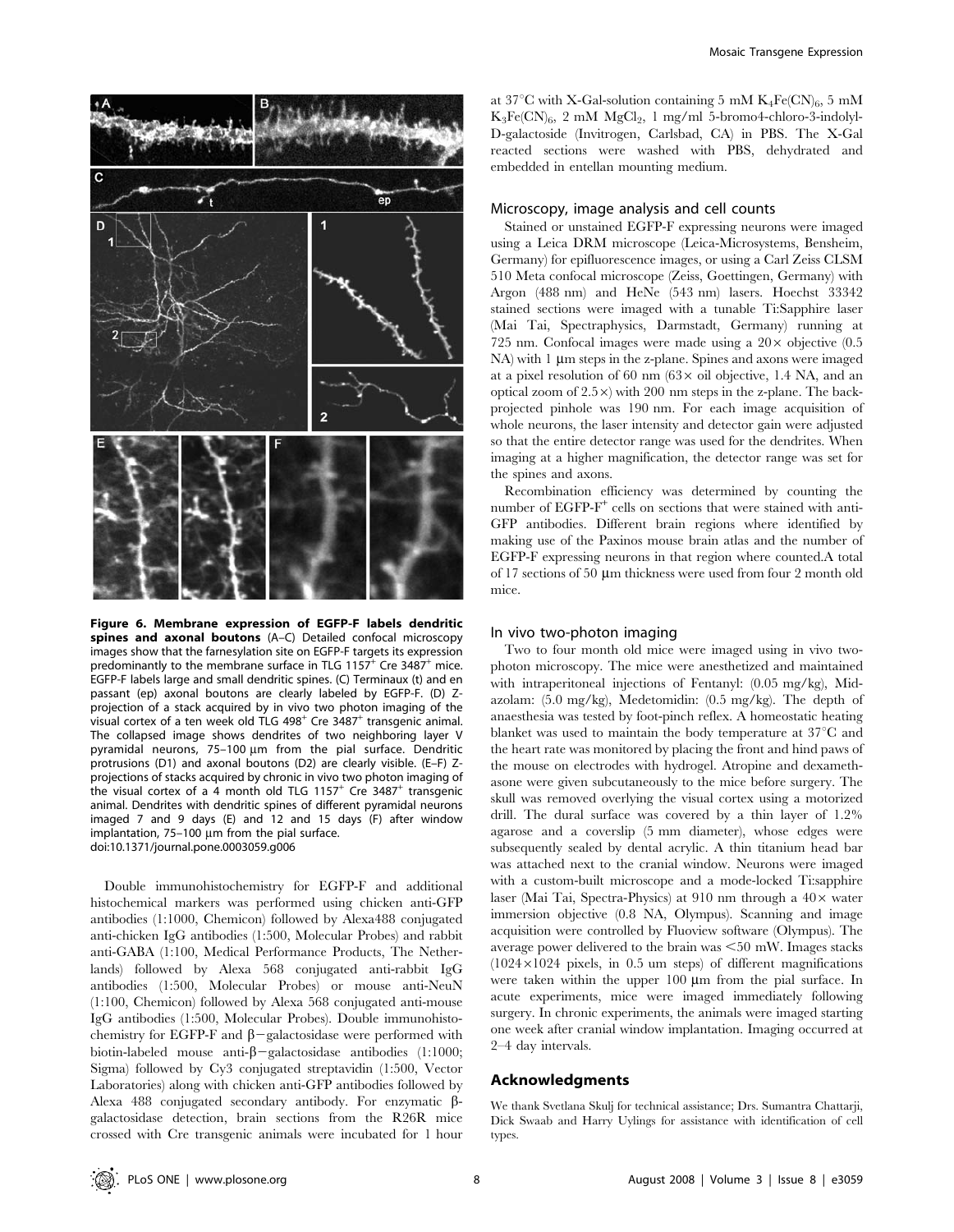**Figure 6. Membrane expression of EGFP-F labels dendritic spines and axonal boutons** (A–C) Detailed confocal microscopy images show that the farnesylation site on EGFP-F targets its expression predominantly to the membrane surface in TLG 1157$^{+}$ Cre 3487$^{+}$ mice. EGFP-F labels large and small dendritic spines. (C) Terminaux (t) and en passant (ep) axonal boutons are clearly labeled by EGFP-F. (D) Z-projection of a stack acquired by in vivo two photon imaging of the visual cortex of a ten week old TLG 498$^{+}$ Cre 3487$^{+}$ transgenic animal. The collapsed image shows dendrites of two neighboring layer V pyramidal neurons, 75–100 µm from the pial surface. Dendritic protrusions (D1) and axonal boutons (D2) are clearly visible. (E–F) Z-projections of stacks acquired by chronic in vivo two photon imaging of the visual cortex of a 4 month old TLG 1157$^{+}$ Cre 3487$^{+}$ transgenic animal. Dendrites with dendritic spines of different pyramidal neurons imaged 7 and 9 days (E) and 12 and 15 days (F) after window implantation, 75–100 µm from the pial surface.
doi:10.1371/journal.pone.0003059.g006

Double immunohistochemistry for EGFP-F and additional histochemical markers was performed using chicken anti-GFP antibodies (1:1000, Chemicon) followed by Alexa488 conjugated anti-chicken IgG antibodies (1:500, Molecular Probes) and rabbit anti-GABA (1:100, Medical Performance Products, The Netherlands) followed by Alexa 568 conjugated anti-rabbit IgG antibodies (1:500, Molecular Probes) or mouse anti-NeuN (1:100, Chemicon) followed by Alexa 568 conjugated anti-mouse IgG antibodies (1:500, Molecular Probes). Double immunohistochemistry for EGFP-F and β−galactosidase were performed with biotin-labeled mouse anti-β−galactosidase antibodies (1:1000; Sigma) followed by Cy3 conjugated streptavidin (1:500, Vector Laboratories) along with chicken anti-GFP antibodies followed by Alexa 488 conjugated secondary antibody. For enzymatic β-galactosidase detection, brain sections from the R26R mice crossed with Cre transgenic animals were incubated for 1 hour at 37°C with X-Gal-solution containing 5 mM $K_4Fe(CN)_6$, 5 mM $K_3Fe(CN)_6$, 2 mM $MgCl_2$, 1 mg/ml 5-bromo4-chloro-3-indolyl-D-galactoside (Invitrogen, Carlsbad, CA) in PBS. The X-Gal reacted sections were washed with PBS, dehydrated and embedded in entellan mounting medium.

### Microscopy, image analysis and cell counts

Stained or unstained EGFP-F expressing neurons were imaged using a Leica DRM microscope (Leica-Microsystems, Bensheim, Germany) for epifluorescence images, or using a Carl Zeiss CLSM 510 Meta confocal microscope (Zeiss, Goettingen, Germany) with Argon (488 nm) and HeNe (543 nm) lasers. Hoechst 33342 stained sections were imaged with a tunable Ti:Sapphire laser (Mai Tai, Spectraphysics, Darmstadt, Germany) running at 725 nm. Confocal images were made using a 20× objective (0.5 NA) with 1 µm steps in the z-plane. Spines and axons were imaged at a pixel resolution of 60 nm (63× oil objective, 1.4 NA, and an optical zoom of 2.5×) with 200 nm steps in the z-plane. The back-projected pinhole was 190 nm. For each image acquisition of whole neurons, the laser intensity and detector gain were adjusted so that the entire detector range was used for the dendrites. When imaging at a higher magnification, the detector range was set for the spines and axons.

Recombination efficiency was determined by counting the number of EGFP-F$^{+}$ cells on sections that were stained with anti-GFP antibodies. Different brain regions where identified by making use of the Paxinos mouse brain atlas and the number of EGFP-F expressing neurons in that region where counted.A total of 17 sections of 50 µm thickness were used from four 2 month old mice.

### In vivo two-photon imaging

Two to four month old mice were imaged using in vivo two-photon microscopy. The mice were anesthetized and maintained with intraperitoneal injections of Fentanyl: (0.05 mg/kg), Midazolam: (5.0 mg/kg), Medetomidin: (0.5 mg/kg). The depth of anaesthesia was tested by foot-pinch reflex. A homeostatic heating blanket was used to maintain the body temperature at 37°C and the heart rate was monitored by placing the front and hind paws of the mouse on electrodes with hydrogel. Atropine and dexamethasone were given subcutaneously to the mice before surgery. The skull was removed overlying the visual cortex using a motorized drill. The dural surface was covered by a thin layer of 1.2% agarose and a coverslip (5 mm diameter), whose edges were subsequently sealed by dental acrylic. A thin titanium head bar was attached next to the cranial window. Neurons were imaged with a custom-built microscope and a mode-locked Ti:sapphire laser (Mai Tai, Spectra-Physics) at 910 nm through a 40× water immersion objective (0.8 NA, Olympus). Scanning and image acquisition were controlled by Fluoview software (Olympus). The average power delivered to the brain was <50 mW. Images stacks (1024×1024 pixels, in 0.5 um steps) of different magnifications were taken within the upper 100 µm from the pial surface. In acute experiments, mice were imaged immediately following surgery. In chronic experiments, the animals were imaged starting one week after cranial window implantation. Imaging occurred at 2–4 day intervals.

## Acknowledgments

We thank Svetlana Skulj for technical assistance; Drs. Sumantra Chattarji, Dick Swaab and Harry Uylings for assistance with identification of cell types.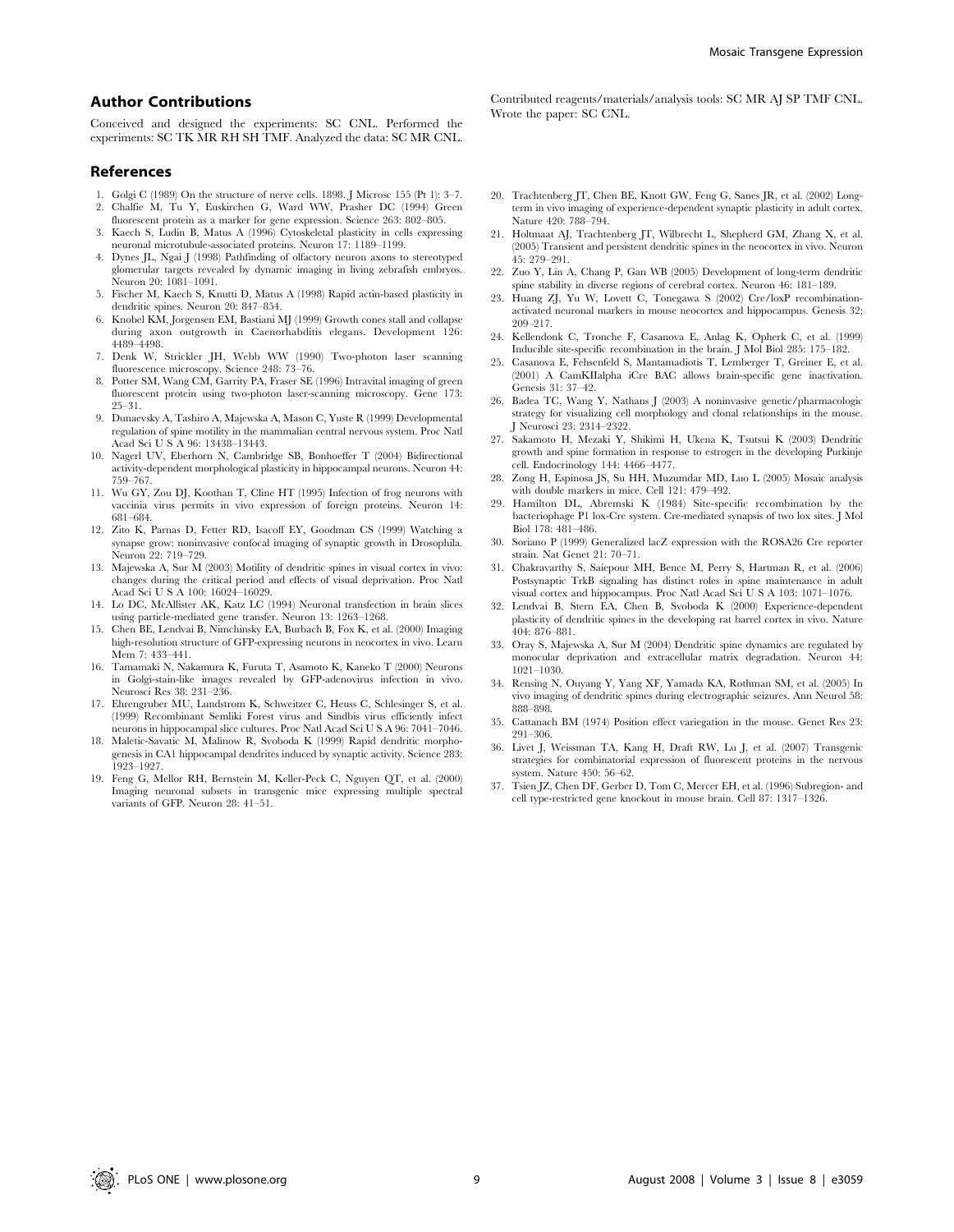## Author Contributions

Conceived and designed the experiments: SC CNL. Performed the experiments: SC TK MR RH SH TMF. Analyzed the data: SC MR CNL. Contributed reagents/materials/analysis tools: SC MR AJ SP TMF CNL. Wrote the paper: SC CNL.

## References

1. Golgi C (1989) On the structure of nerve cells. 1898. J Microsc 155 (Pt 1): 3–7.
2. Chalfie M, Tu Y, Euskirchen G, Ward WW, Prasher DC (1994) Green fluorescent protein as a marker for gene expression. Science 263: 802–805.
3. Kaech S, Ludin B, Matus A (1996) Cytoskeletal plasticity in cells expressing neuronal microtubule-associated proteins. Neuron 17: 1189–1199.
4. Dynes JL, Ngai J (1998) Pathfinding of olfactory neuron axons to stereotyped glomerular targets revealed by dynamic imaging in living zebrafish embryos. Neuron 20: 1081–1091.
5. Fischer M, Kaech S, Knutti D, Matus A (1998) Rapid actin-based plasticity in dendritic spines. Neuron 20: 847–854.
6. Knobel KM, Jorgensen EM, Bastiani MJ (1999) Growth cones stall and collapse during axon outgrowth in Caenorhabditis elegans. Development 126: 4489–4498.
7. Denk W, Strickler JH, Webb WW (1990) Two-photon laser scanning fluorescence microscopy. Science 248: 73–76.
8. Potter SM, Wang CM, Garrity PA, Fraser SE (1996) Intravital imaging of green fluorescent protein using two-photon laser-scanning microscopy. Gene 173: 25–31.
9. Dunaevsky A, Tashiro A, Majewska A, Mason C, Yuste R (1999) Developmental regulation of spine motility in the mammalian central nervous system. Proc Natl Acad Sci U S A 96: 13438–13443.
10. Nagerl UV, Eberhorn N, Cambridge SB, Bonhoeffer T (2004) Bidirectional activity-dependent morphological plasticity in hippocampal neurons. Neuron 44: 759–767.
11. Wu GY, Zou DJ, Koothan T, Cline HT (1995) Infection of frog neurons with vaccinia virus permits in vivo expression of foreign proteins. Neuron 14: 681–684.
12. Zito K, Parnas D, Fetter RD, Isacoff EY, Goodman CS (1999) Watching a synapse grow: noninvasive confocal imaging of synaptic growth in Drosophila. Neuron 22: 719–729.
13. Majewska A, Sur M (2003) Motility of dendritic spines in visual cortex in vivo: changes during the critical period and effects of visual deprivation. Proc Natl Acad Sci U S A 100: 16024–16029.
14. Lo DC, McAllister AK, Katz LC (1994) Neuronal transfection in brain slices using particle-mediated gene transfer. Neuron 13: 1263–1268.
15. Chen BE, Lendvai B, Nimchinsky EA, Burbach B, Fox K, et al. (2000) Imaging high-resolution structure of GFP-expressing neurons in neocortex in vivo. Learn Mem 7: 433–441.
16. Tamamaki N, Nakamura K, Furuta T, Asamoto K, Kaneko T (2000) Neurons in Golgi-stain-like images revealed by GFP-adenovirus infection in vivo. Neurosci Res 38: 231–236.
17. Ehrengruber MU, Lundstrom K, Schweitzer C, Heuss C, Schlesinger S, et al. (1999) Recombinant Semliki Forest virus and Sindbis virus efficiently infect neurons in hippocampal slice cultures. Proc Natl Acad Sci U S A 96: 7041–7046.
18. Maletic-Savatic M, Malinow R, Svoboda K (1999) Rapid dendritic morphogenesis in CA1 hippocampal dendrites induced by synaptic activity. Science 283: 1923–1927.
19. Feng G, Mellor RH, Bernstein M, Keller-Peck C, Nguyen QT, et al. (2000) Imaging neuronal subsets in transgenic mice expressing multiple spectral variants of GFP. Neuron 28: 41–51.
20. Trachtenberg JT, Chen BE, Knott GW, Feng G, Sanes JR, et al. (2002) Long-term in vivo imaging of experience-dependent synaptic plasticity in adult cortex. Nature 420: 788–794.
21. Holtmaat AJ, Trachtenberg JT, Wilbrecht L, Shepherd GM, Zhang X, et al. (2005) Transient and persistent dendritic spines in the neocortex in vivo. Neuron 45: 279–291.
22. Zuo Y, Lin A, Chang P, Gan WB (2005) Development of long-term dendritic spine stability in diverse regions of cerebral cortex. Neuron 46: 181–189.
23. Huang ZJ, Yu W, Lovett C, Tonegawa S (2002) Cre/loxP recombination-activated neuronal markers in mouse neocortex and hippocampus. Genesis 32: 209–217.
24. Kellendonk C, Tronche F, Casanova E, Anlag K, Opherk C, et al. (1999) Inducible site-specific recombination in the brain. J Mol Biol 285: 175–182.
25. Casanova E, Fehsenfeld S, Mantamadiotis T, Lemberger T, Greiner E, et al. (2001) A CamKIIalpha iCre BAC allows brain-specific gene inactivation. Genesis 31: 37–42.
26. Badea TC, Wang Y, Nathans J (2003) A noninvasive genetic/pharmacologic strategy for visualizing cell morphology and clonal relationships in the mouse. J Neurosci 23: 2314–2322.
27. Sakamoto H, Mezaki Y, Shikimi H, Ukena K, Tsutsui K (2003) Dendritic growth and spine formation in response to estrogen in the developing Purkinje cell. Endocrinology 144: 4466–4477.
28. Zong H, Espinosa JS, Su HH, Muzumdar MD, Luo L (2005) Mosaic analysis with double markers in mice. Cell 121: 479–492.
29. Hamilton DL, Abremski K (1984) Site-specific recombination by the bacteriophage P1 lox-Cre system. Cre-mediated synapsis of two lox sites. J Mol Biol 178: 481–486.
30. Soriano P (1999) Generalized lacZ expression with the ROSA26 Cre reporter strain. Nat Genet 21: 70–71.
31. Chakravarthy S, Saiepour MH, Bence M, Perry S, Hartman R, et al. (2006) Postsynaptic TrkB signaling has distinct roles in spine maintenance in adult visual cortex and hippocampus. Proc Natl Acad Sci U S A 103: 1071–1076.
32. Lendvai B, Stern EA, Chen B, Svoboda K (2000) Experience-dependent plasticity of dendritic spines in the developing rat barrel cortex in vivo. Nature 404: 876–881.
33. Oray S, Majewska A, Sur M (2004) Dendritic spine dynamics are regulated by monocular deprivation and extracellular matrix degradation. Neuron 44: 1021–1030.
34. Rensing N, Ouyang Y, Yang XF, Yamada KA, Rothman SM, et al. (2005) In vivo imaging of dendritic spines during electrographic seizures. Ann Neurol 58: 888–898.
35. Cattanach BM (1974) Position effect variegation in the mouse. Genet Res 23: 291–306.
36. Livet J, Weissman TA, Kang H, Draft RW, Lu J, et al. (2007) Transgenic strategies for combinatorial expression of fluorescent proteins in the nervous system. Nature 450: 56–62.
37. Tsien JZ, Chen DF, Gerber D, Tom C, Mercer EH, et al. (1996) Subregion- and cell type-restricted gene knockout in mouse brain. Cell 87: 1317–1326.